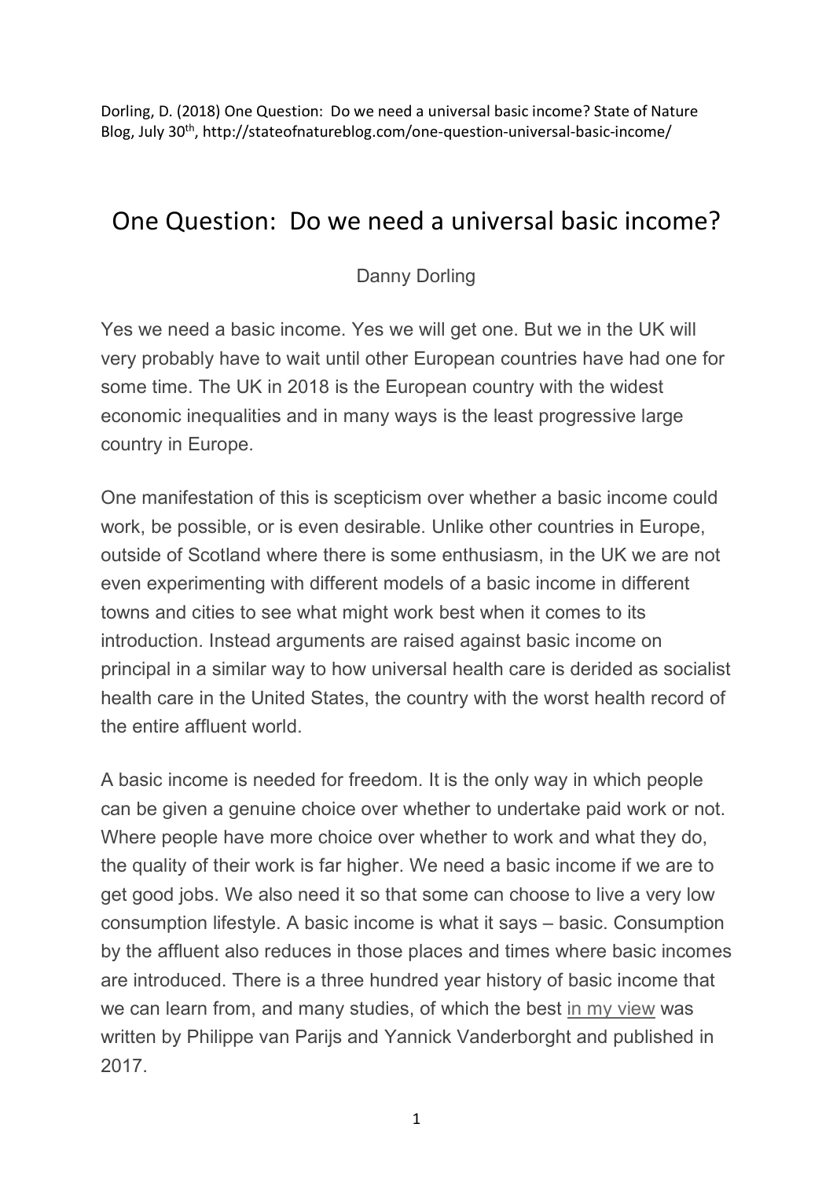Dorling, D. (2018) One Question: Do we need a universal basic income? State of Nature Blog, July 30th, http://stateofnatureblog.com/one-question-universal-basic-income/

# One Question: Do we need a universal basic income?

Danny Dorling

Yes we need a basic income. Yes we will get one. But we in the UK will very probably have to wait until other European countries have had one for some time. The UK in 2018 is the European country with the widest economic inequalities and in many ways is the least progressive large country in Europe.

One manifestation of this is scepticism over whether a basic income could work, be possible, or is even desirable. Unlike other countries in Europe, outside of Scotland where there is some enthusiasm, in the UK we are not even experimenting with different models of a basic income in different towns and cities to see what might work best when it comes to its introduction. Instead arguments are raised against basic income on principal in a similar way to how universal health care is derided as socialist health care in the United States, the country with the worst health record of the entire affluent world.

A basic income is needed for freedom. It is the only way in which people can be given a genuine choice over whether to undertake paid work or not. Where people have more choice over whether to work and what they do, the quality of their work is far higher. We need a basic income if we are to get good jobs. We also need it so that some can choose to live a very low consumption lifestyle. A basic income is what it says – basic. Consumption by the affluent also reduces in those places and times where basic incomes are introduced. There is a three hundred year history of basic income that we can learn from, and many studies, of which the best in my view was written by Philippe van Parijs and Yannick Vanderborght and published in 2017.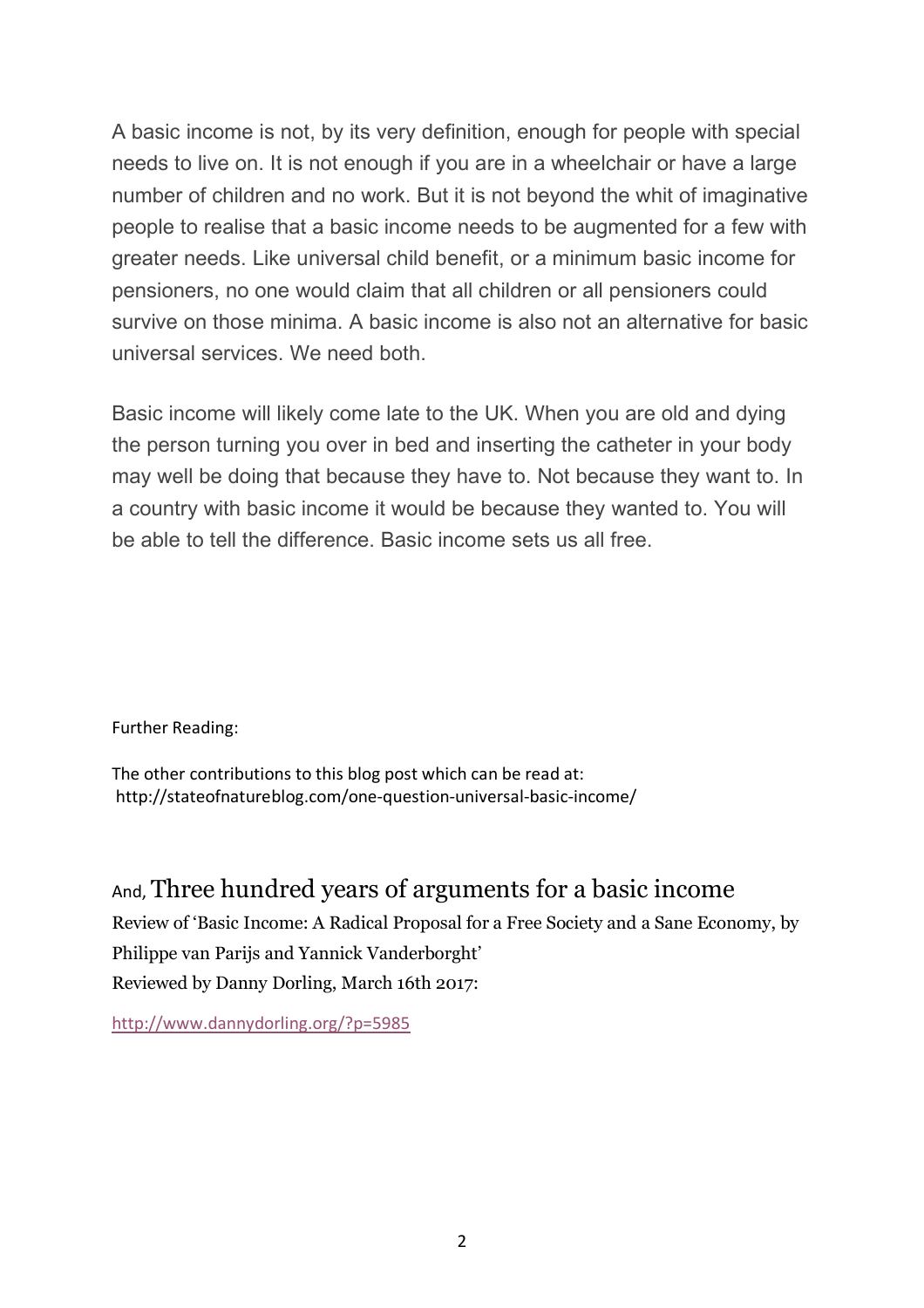A basic income is not, by its very definition, enough for people with special needs to live on. It is not enough if you are in a wheelchair or have a large number of children and no work. But it is not beyond the whit of imaginative people to realise that a basic income needs to be augmented for a few with greater needs. Like universal child benefit, or a minimum basic income for pensioners, no one would claim that all children or all pensioners could survive on those minima. A basic income is also not an alternative for basic universal services. We need both.

Basic income will likely come late to the UK. When you are old and dying the person turning you over in bed and inserting the catheter in your body may well be doing that because they have to. Not because they want to. In a country with basic income it would be because they wanted to. You will be able to tell the difference. Basic income sets us all free.

Further Reading:

The other contributions to this blog post which can be read at:
http://stateofnatureblog.com/one-question-universal-basic-income/

And, Three hundred years of arguments for a basic income

Review of 'Basic Income: A Radical Proposal for a Free Society and a Sane Economy, by Philippe van Parijs and Yannick Vanderborght'

Reviewed by Danny Dorling, March 16th 2017:

http://www.dannydorling.org/?p=5985